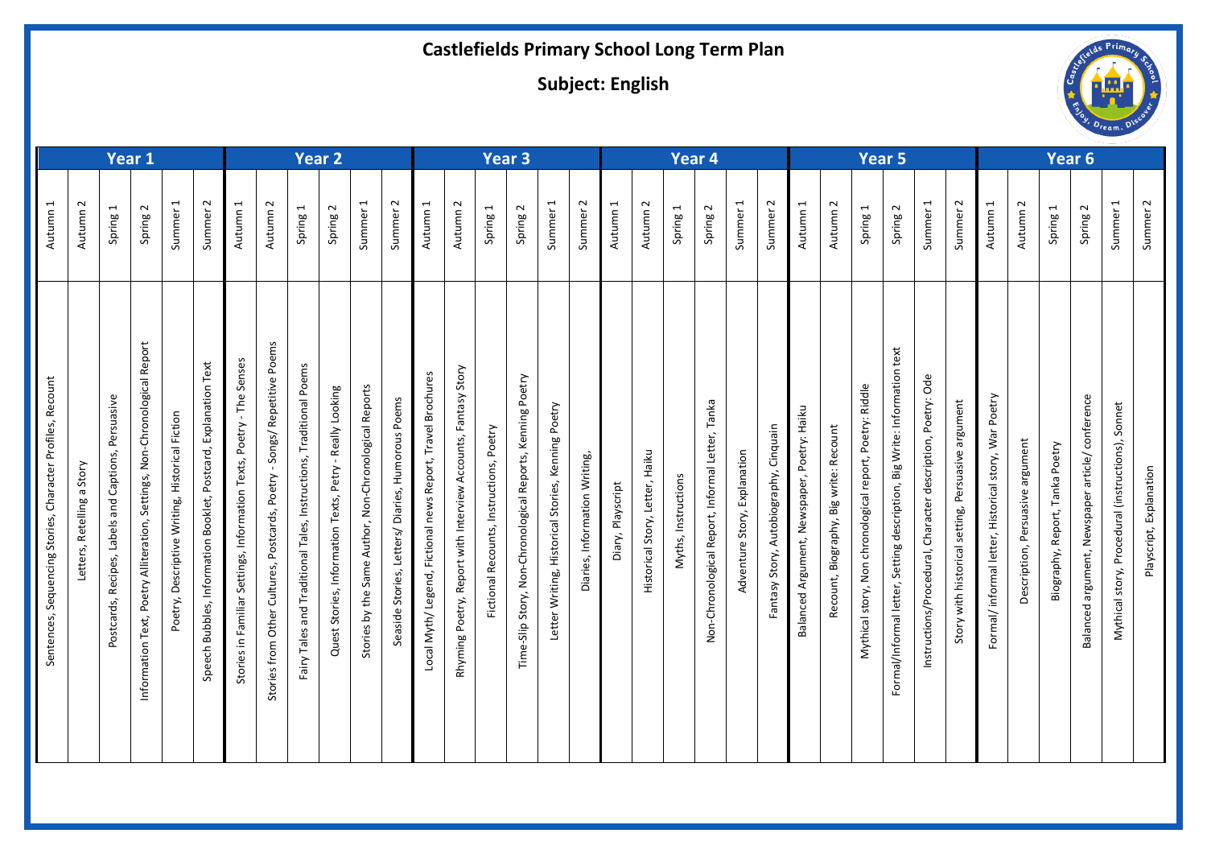# Castlefields Primary School Long Term Plan

## Subject: English

| Year | Term | Content |
|---|---|---|
| Year 1 | Autumn 1 | Sentences, Sequencing Stories, Character Profiles, Recount |
| | Autumn 2 | Letters, Retelling a Story |
| | Spring 1 | Postcards, Recipes, Labels and Captions, Persuasive |
| | Spring 2 | Information Text, Poetry Alliteration, Settings, Non-Chronological Report |
| | Summer 1 | Poetry, Descriptive Writing, Historical Fiction |
| | Summer 2 | Speech Bubbles, Information Booklet, Postcard, Explanation Text |
| Year 2 | Autumn 1 | Stories in Familiar Settings, Information Texts, Poetry - The Senses |
| | Autumn 2 | Stories from Other Cultures, Postcards, Poetry - Songs/ Repetitive Poems |
| | Spring 1 | Fairy Tales and Traditional Tales, Instructions, Traditional Poems |
| | Spring 2 | Quest Stories, Information Texts, Petry - Really Looking |
| | Summer 1 | Stories by the Same Author, Non-Chronological Reports |
| | Summer 2 | Seaside Stories, Letters/ Diaries, Humorous Poems |
| Year 3 | Autumn 1 | Local Myth/ Legend, Fictional news Report, Travel Brochures |
| | Autumn 2 | Rhyming Poetry, Report with Interview Accounts, Fantasy Story |
| | Spring 1 | Fictional Recounts, Instructions, Poetry |
| | Spring 2 | Time-Slip Story, Non-Chronological Reports, Kenning Poetry |
| | Summer 1 | Letter Writing, Historical Stories, Kenning Poetry |
| | Summer 2 | Diaries, Information Writing, |
| Year 4 | Autumn 1 | Diary, Playscript |
| | Autumn 2 | Historical Story, Letter, Haiku |
| | Spring 1 | Myths, Instructions |
| | Spring 2 | Non-Chronological Report, Informal Letter, Tanka |
| | Summer 1 | Adventure Story, Explanation |
| | Summer 2 | Fantasy Story, Autobiography, Cinquain |
| Year 5 | Autumn 1 | Balanced Argument, Newspaper, Poetry: Haiku |
| | Autumn 2 | Recount, Biography, Big write: Recount |
| | Spring 1 | Mythical story, Non chronological report, Poetry: Riddle |
| | Spring 2 | Formal/Informal letter, Setting description, Big Write: Information text |
| | Summer 1 | Instructions/Procedural, Character description, Poetry: Ode |
| | Summer 2 | Story with historical setting, Persuasive argument |
| Year 6 | Autumn 1 | Formal/ informal letter, Historical story, War Poetry |
| | Autumn 2 | Description, Persuasive argument |
| | Spring 1 | Biography, Report, Tanka Poetry |
| | Spring 2 | Balanced argument, Newspaper article/ conference |
| | Summer 1 | Mythical story, Procedural (instructions), Sonnet |
| | Summer 2 | Playscript, Explanation |